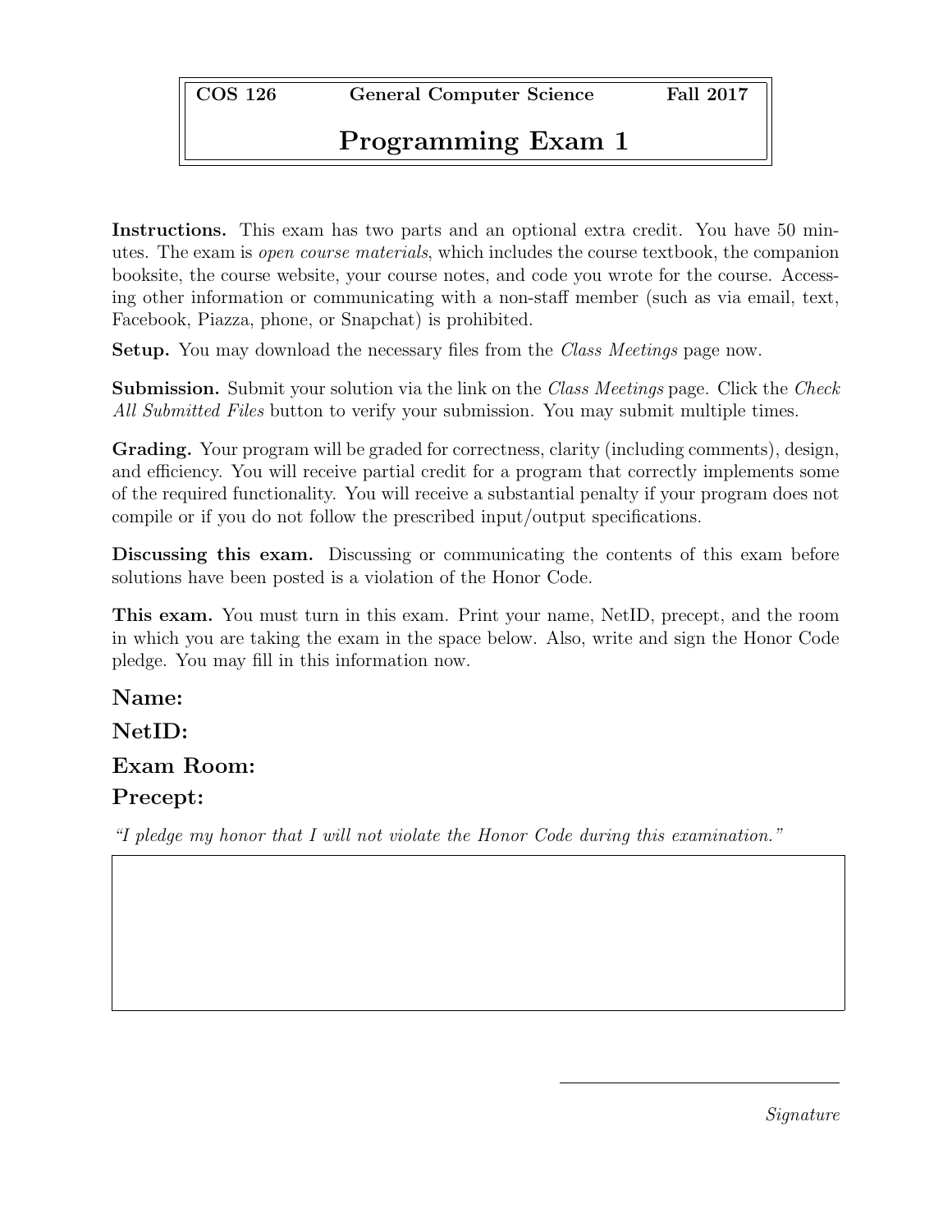| COS 126 | General Computer Science | Fall 2017 |
| --- | --- | --- |

# Programming Exam 1

**Instructions.** This exam has two parts and an optional extra credit. You have 50 minutes. The exam is *open course materials*, which includes the course textbook, the companion booksite, the course website, your course notes, and code you wrote for the course. Accessing other information or communicating with a non-staff member (such as via email, text, Facebook, Piazza, phone, or Snapchat) is prohibited.

**Setup.** You may download the necessary files from the *Class Meetings* page now.

**Submission.** Submit your solution via the link on the *Class Meetings* page. Click the *Check All Submitted Files* button to verify your submission. You may submit multiple times.

**Grading.** Your program will be graded for correctness, clarity (including comments), design, and efficiency. You will receive partial credit for a program that correctly implements some of the required functionality. You will receive a substantial penalty if your program does not compile or if you do not follow the prescribed input/output specifications.

**Discussing this exam.** Discussing or communicating the contents of this exam before solutions have been posted is a violation of the Honor Code.

**This exam.** You must turn in this exam. Print your name, NetID, precept, and the room in which you are taking the exam in the space below. Also, write and sign the Honor Code pledge. You may fill in this information now.

**Name:**

**NetID:**

**Exam Room:**

**Precept:**

*"I pledge my honor that I will not violate the Honor Code during this examination."*

*Signature*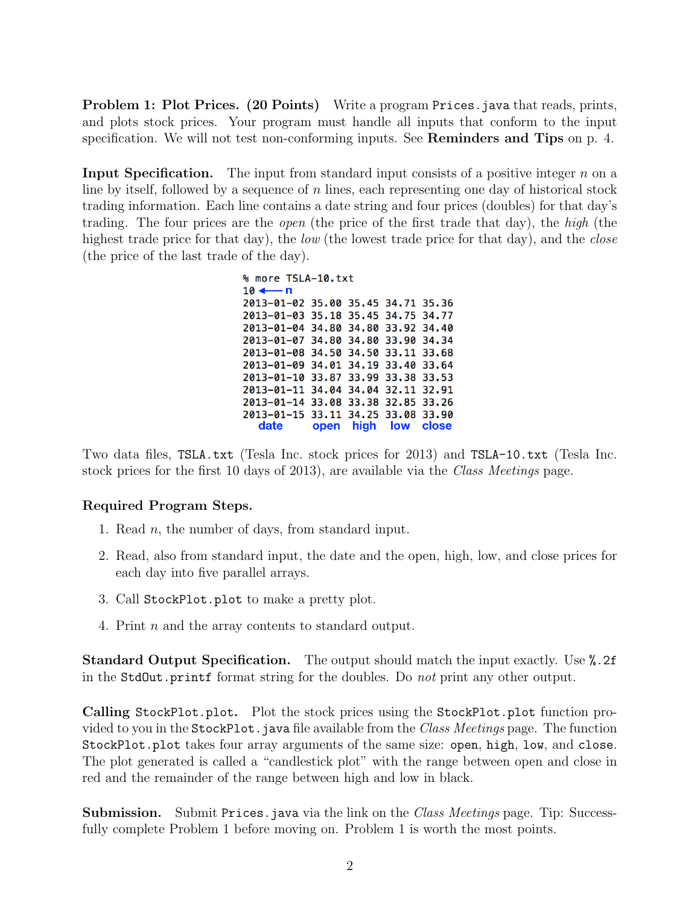**Problem 1: Plot Prices. (20 Points)** Write a program `Prices.java` that reads, prints, and plots stock prices. Your program must handle all inputs that conform to the input specification. We will not test non-conforming inputs. See **Reminders and Tips** on p. 4.

**Input Specification.** The input from standard input consists of a positive integer $n$ on a line by itself, followed by a sequence of $n$ lines, each representing one day of historical stock trading information. Each line contains a date string and four prices (doubles) for that day's trading. The four prices are the *open* (the price of the first trade that day), the *high* (the highest trade price for that day), the *low* (the lowest trade price for that day), and the *close* (the price of the last trade of the day).

```
% more TSLA-10.txt
10 ←— n
2013-01-02 35.00 35.45 34.71 35.36
2013-01-03 35.18 35.45 34.75 34.77
2013-01-04 34.80 34.80 33.92 34.40
2013-01-07 34.80 34.80 33.90 34.34
2013-01-08 34.50 34.50 33.11 33.68
2013-01-09 34.01 34.19 33.40 33.64
2013-01-10 33.87 33.99 33.38 33.53
2013-01-11 34.04 34.04 32.11 32.91
2013-01-14 33.08 33.38 32.85 33.26
2013-01-15 33.11 34.25 33.08 33.90
   date      open  high  low   close
```

Two data files, `TSLA.txt` (Tesla Inc. stock prices for 2013) and `TSLA-10.txt` (Tesla Inc. stock prices for the first 10 days of 2013), are available via the *Class Meetings* page.

### Required Program Steps.

1. Read $n$, the number of days, from standard input.
2. Read, also from standard input, the date and the open, high, low, and close prices for each day into five parallel arrays.
3. Call `StockPlot.plot` to make a pretty plot.
4. Print $n$ and the array contents to standard output.

**Standard Output Specification.** The output should match the input exactly. Use `%.2f` in the `StdOut.printf` format string for the doubles. Do *not* print any other output.

**Calling `StockPlot.plot`.** Plot the stock prices using the `StockPlot.plot` function provided to you in the `StockPlot.java` file available from the *Class Meetings* page. The function `StockPlot.plot` takes four array arguments of the same size: `open`, `high`, `low`, and `close`. The plot generated is called a "candlestick plot" with the range between open and close in red and the remainder of the range between high and low in black.

**Submission.** Submit `Prices.java` via the link on the *Class Meetings* page. Tip: Successfully complete Problem 1 before moving on. Problem 1 is worth the most points.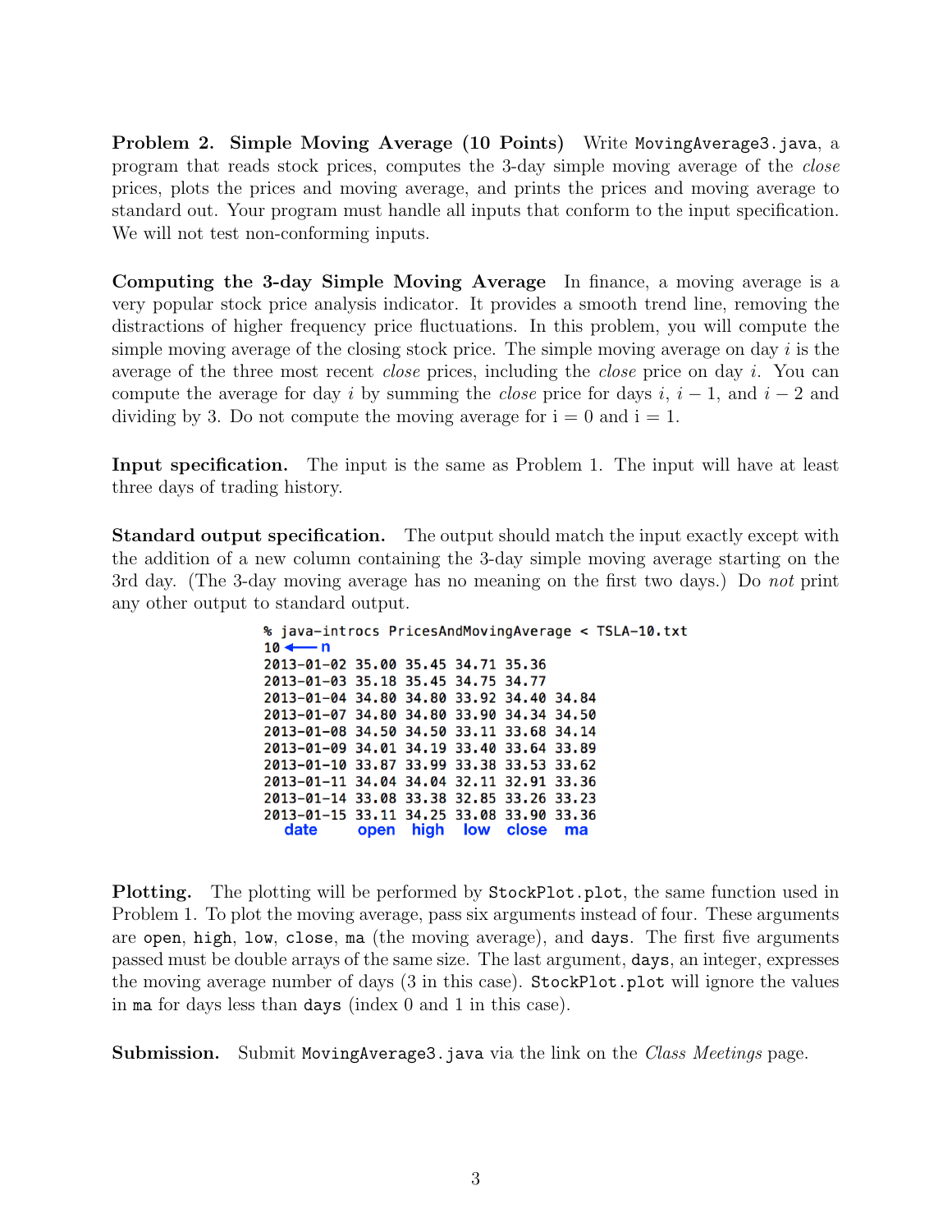**Problem 2. Simple Moving Average (10 Points)** Write `MovingAverage3.java`, a program that reads stock prices, computes the 3-day simple moving average of the *close* prices, plots the prices and moving average, and prints the prices and moving average to standard out. Your program must handle all inputs that conform to the input specification. We will not test non-conforming inputs.

**Computing the 3-day Simple Moving Average** In finance, a moving average is a very popular stock price analysis indicator. It provides a smooth trend line, removing the distractions of higher frequency price fluctuations. In this problem, you will compute the simple moving average of the closing stock price. The simple moving average on day $i$ is the average of the three most recent *close* prices, including the *close* price on day $i$. You can compute the average for day $i$ by summing the *close* price for days $i$, $i-1$, and $i-2$ and dividing by 3. Do not compute the moving average for i = 0 and i = 1.

**Input specification.** The input is the same as Problem 1. The input will have at least three days of trading history.

**Standard output specification.** The output should match the input exactly except with the addition of a new column containing the 3-day simple moving average starting on the 3rd day. (The 3-day moving average has no meaning on the first two days.) Do *not* print any other output to standard output.

```
% java-introcs PricesAndMovingAverage < TSLA-10.txt
10 ←— n
2013-01-02 35.00 35.45 34.71 35.36
2013-01-03 35.18 35.45 34.75 34.77
2013-01-04 34.80 34.80 33.92 34.40 34.84
2013-01-07 34.80 34.80 33.90 34.34 34.50
2013-01-08 34.50 34.50 33.11 33.68 34.14
2013-01-09 34.01 34.19 33.40 33.64 33.89
2013-01-10 33.87 33.99 33.38 33.53 33.62
2013-01-11 34.04 34.04 32.11 32.91 33.36
2013-01-14 33.08 33.38 32.85 33.26 33.23
2013-01-15 33.11 34.25 33.08 33.90 33.36
   date     open  high  low  close  ma
```

**Plotting.** The plotting will be performed by `StockPlot.plot`, the same function used in Problem 1. To plot the moving average, pass six arguments instead of four. These arguments are `open`, `high`, `low`, `close`, `ma` (the moving average), and `days`. The first five arguments passed must be double arrays of the same size. The last argument, `days`, an integer, expresses the moving average number of days (3 in this case). `StockPlot.plot` will ignore the values in `ma` for days less than `days` (index 0 and 1 in this case).

**Submission.** Submit `MovingAverage3.java` via the link on the *Class Meetings* page.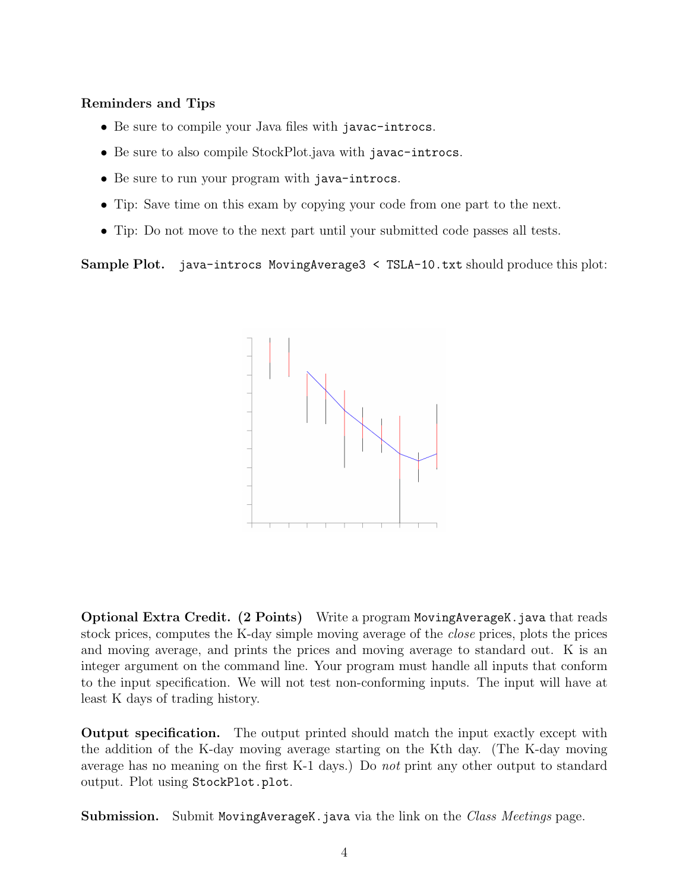**Reminders and Tips**

- Be sure to compile your Java files with `javac-introcs`.
- Be sure to also compile StockPlot.java with `javac-introcs`.
- Be sure to run your program with `java-introcs`.
- Tip: Save time on this exam by copying your code from one part to the next.
- Tip: Do not move to the next part until your submitted code passes all tests.

**Sample Plot.** `java-introcs MovingAverage3 < TSLA-10.txt` should produce this plot:

**Optional Extra Credit. (2 Points)** Write a program `MovingAverageK.java` that reads stock prices, computes the K-day simple moving average of the *close* prices, plots the prices and moving average, and prints the prices and moving average to standard out. K is an integer argument on the command line. Your program must handle all inputs that conform to the input specification. We will not test non-conforming inputs. The input will have at least K days of trading history.

**Output specification.** The output printed should match the input exactly except with the addition of the K-day moving average starting on the Kth day. (The K-day moving average has no meaning on the first K-1 days.) Do *not* print any other output to standard output. Plot using `StockPlot.plot`.

**Submission.** Submit `MovingAverageK.java` via the link on the *Class Meetings* page.